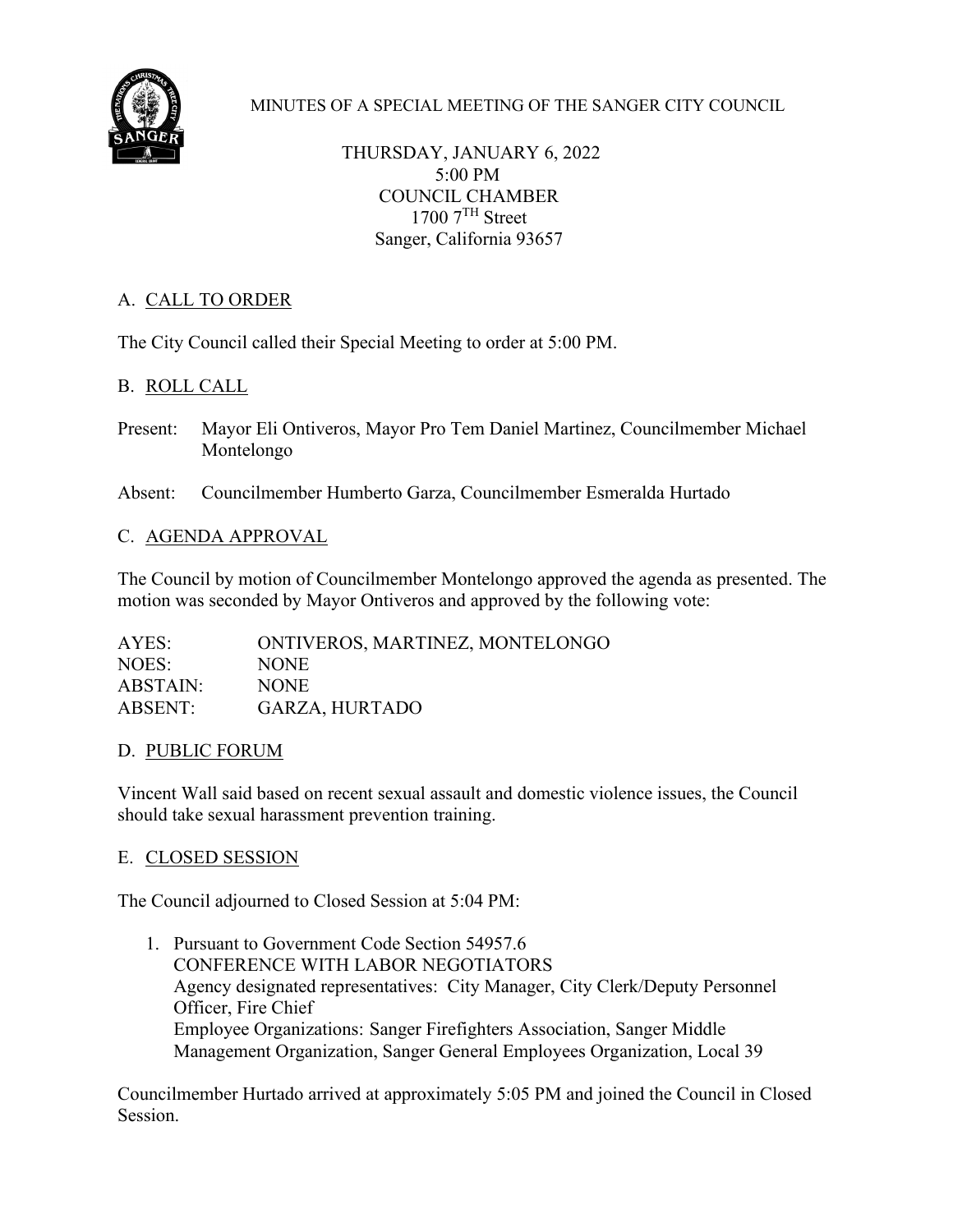MINUTES OF A SPECIAL MEETING OF THE SANGER CITY COUNCIL

THURSDAY, JANUARY 6, 2022
5:00 PM
COUNCIL CHAMBER
1700 7TH Street
Sanger, California 93657

## A. CALL TO ORDER

The City Council called their Special Meeting to order at 5:00 PM.

## B. ROLL CALL

Present: Mayor Eli Ontiveros, Mayor Pro Tem Daniel Martinez, Councilmember Michael Montelongo

Absent: Councilmember Humberto Garza, Councilmember Esmeralda Hurtado

## C. AGENDA APPROVAL

The Council by motion of Councilmember Montelongo approved the agenda as presented. The motion was seconded by Mayor Ontiveros and approved by the following vote:

| | |
|---|---|
| AYES: | ONTIVEROS, MARTINEZ, MONTELONGO |
| NOES: | NONE |
| ABSTAIN: | NONE |
| ABSENT: | GARZA, HURTADO |

## D. PUBLIC FORUM

Vincent Wall said based on recent sexual assault and domestic violence issues, the Council should take sexual harassment prevention training.

## E. CLOSED SESSION

The Council adjourned to Closed Session at 5:04 PM:

1. Pursuant to Government Code Section 54957.6
   CONFERENCE WITH LABOR NEGOTIATORS
   Agency designated representatives: City Manager, City Clerk/Deputy Personnel Officer, Fire Chief
   Employee Organizations: Sanger Firefighters Association, Sanger Middle Management Organization, Sanger General Employees Organization, Local 39

Councilmember Hurtado arrived at approximately 5:05 PM and joined the Council in Closed Session.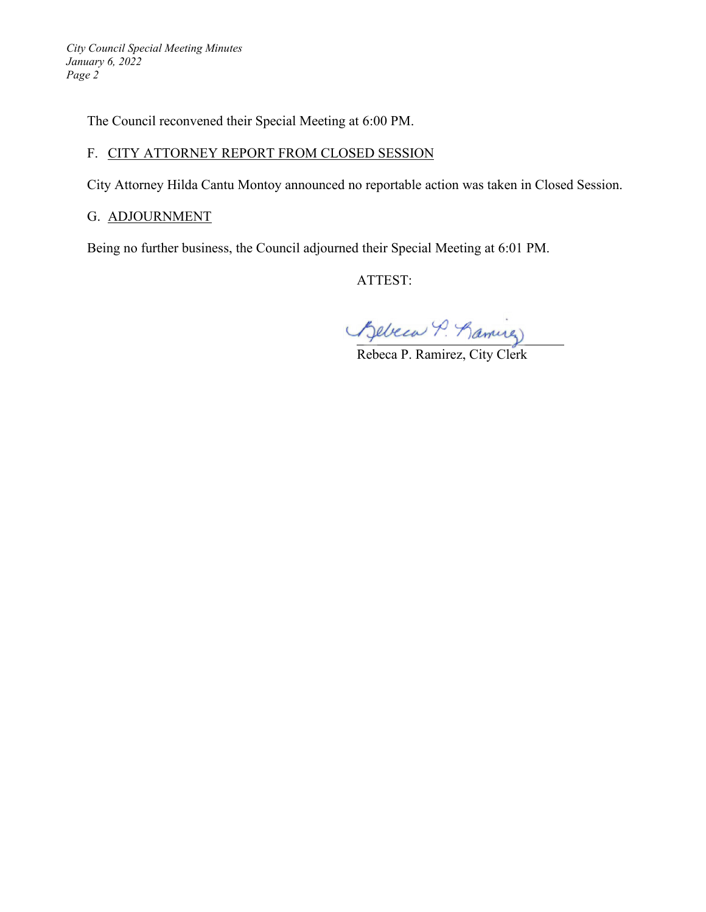The Council reconvened their Special Meeting at 6:00 PM.

## F. CITY ATTORNEY REPORT FROM CLOSED SESSION

City Attorney Hilda Cantu Montoy announced no reportable action was taken in Closed Session.

## G. ADJOURNMENT

Being no further business, the Council adjourned their Special Meeting at 6:01 PM.

ATTEST:

Rebeca P. Ramirez

Rebeca P. Ramirez, City Clerk